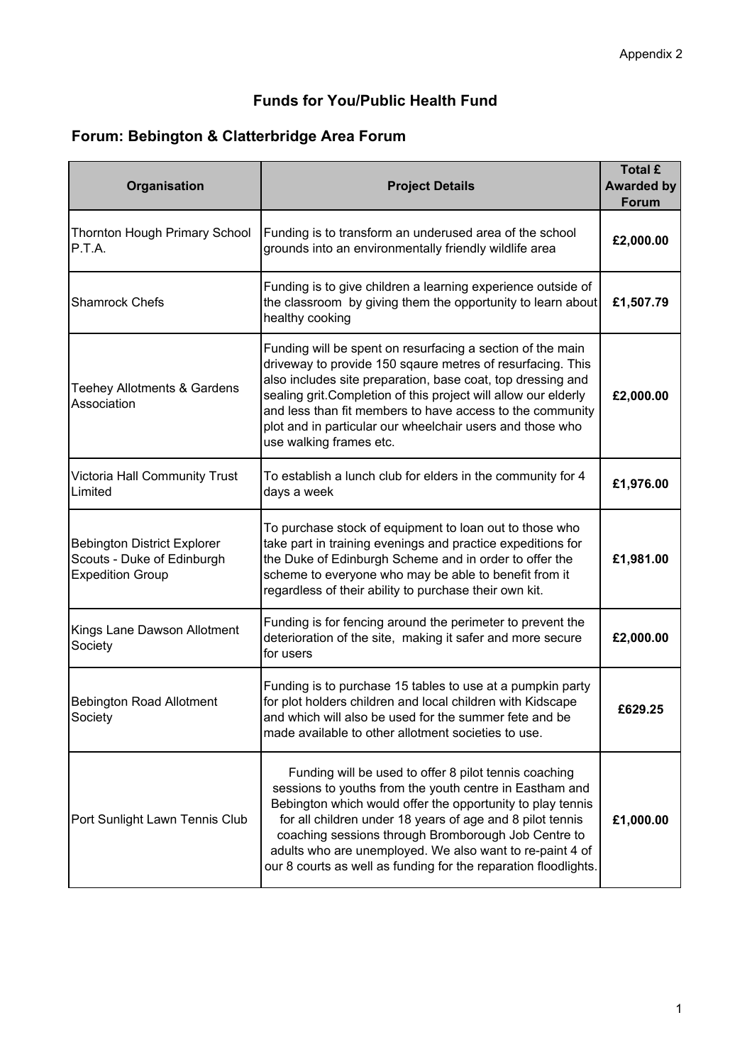Appendix 2

# Funds for You/Public Health Fund

## Forum: Bebington & Clatterbridge Area Forum

| Organisation | Project Details | Total £ Awarded by Forum |
|---|---|---|
| Thornton Hough Primary School P.T.A. | Funding is to transform an underused area of the school grounds into an environmentally friendly wildlife area | **£2,000.00** |
| Shamrock Chefs | Funding is to give children a learning experience outside of the classroom by giving them the opportunity to learn about healthy cooking | **£1,507.79** |
| Teehey Allotments & Gardens Association | Funding will be spent on resurfacing a section of the main driveway to provide 150 sqaure metres of resurfacing. This also includes site preparation, base coat, top dressing and sealing grit.Completion of this project will allow our elderly and less than fit members to have access to the community plot and in particular our wheelchair users and those who use walking frames etc. | **£2,000.00** |
| Victoria Hall Community Trust Limited | To establish a lunch club for elders in the community for 4 days a week | **£1,976.00** |
| Bebington District Explorer Scouts - Duke of Edinburgh Expedition Group | To purchase stock of equipment to loan out to those who take part in training evenings and practice expeditions for the Duke of Edinburgh Scheme and in order to offer the scheme to everyone who may be able to benefit from it regardless of their ability to purchase their own kit. | **£1,981.00** |
| Kings Lane Dawson Allotment Society | Funding is for fencing around the perimeter to prevent the deterioration of the site, making it safer and more secure for users | **£2,000.00** |
| Bebington Road Allotment Society | Funding is to purchase 15 tables to use at a pumpkin party for plot holders children and local children with Kidscape and which will also be used for the summer fete and be made available to other allotment societies to use. | **£629.25** |
| Port Sunlight Lawn Tennis Club | Funding will be used to offer 8 pilot tennis coaching sessions to youths from the youth centre in Eastham and Bebington which would offer the opportunity to play tennis for all children under 18 years of age and 8 pilot tennis coaching sessions through Bromborough Job Centre to adults who are unemployed. We also want to re-paint 4 of our 8 courts as well as funding for the reparation floodlights. | **£1,000.00** |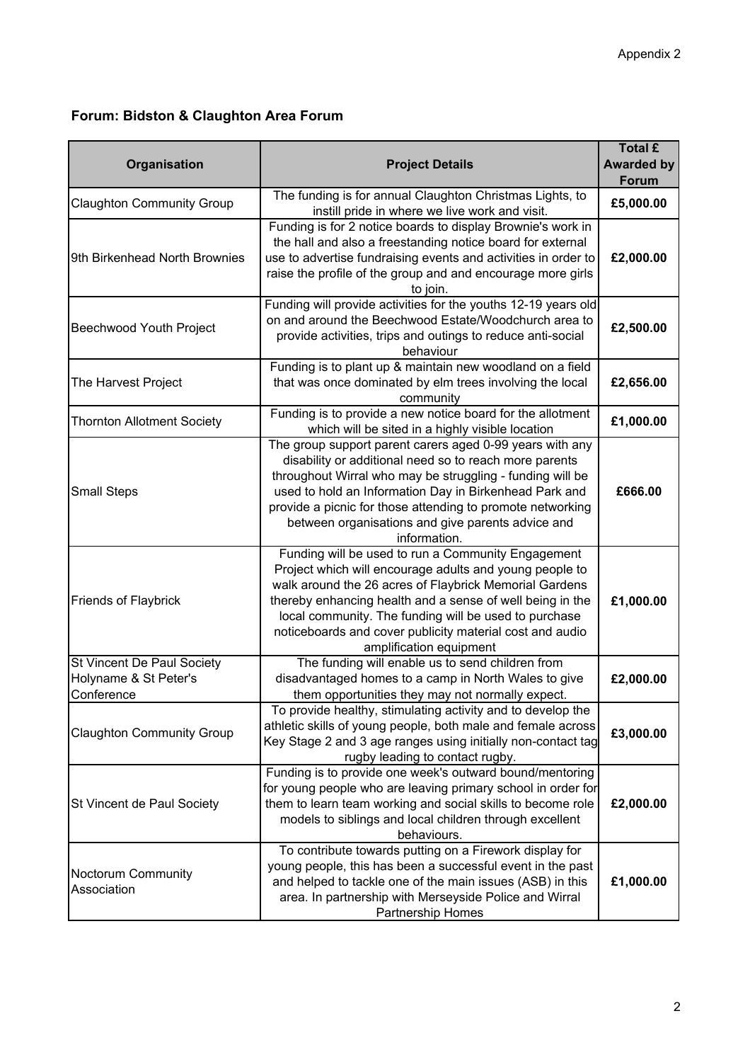Appendix 2

**Forum: Bidston & Claughton Area Forum**

| Organisation | Project Details | Total £ Awarded by Forum |
|---|---|---|
| Claughton Community Group | The funding is for annual Claughton Christmas Lights, to instill pride in where we live work and visit. | **£5,000.00** |
| 9th Birkenhead North Brownies | Funding is for 2 notice boards to display Brownie's work in the hall and also a freestanding notice board for external use to advertise fundraising events and activities in order to raise the profile of the group and and encourage more girls to join. | **£2,000.00** |
| Beechwood Youth Project | Funding will provide activities for the youths 12-19 years old on and around the Beechwood Estate/Woodchurch area to provide activities, trips and outings to reduce anti-social behaviour | **£2,500.00** |
| The Harvest Project | Funding is to plant up & maintain new woodland on a field that was once dominated by elm trees involving the local community | **£2,656.00** |
| Thornton Allotment Society | Funding is to provide a new notice board for the allotment which will be sited in a highly visible location | **£1,000.00** |
| Small Steps | The group support parent carers aged 0-99 years with any disability or additional need so to reach more parents throughout Wirral who may be struggling - funding will be used to hold an Information Day in Birkenhead Park and provide a picnic for those attending to promote networking between organisations and give parents advice and information. | **£666.00** |
| Friends of Flaybrick | Funding will be used to run a Community Engagement Project which will encourage adults and young people to walk around the 26 acres of Flaybrick Memorial Gardens thereby enhancing health and a sense of well being in the local community. The funding will be used to purchase noticeboards and cover publicity material cost and audio amplification equipment | **£1,000.00** |
| St Vincent De Paul Society Holyname & St Peter's Conference | The funding will enable us to send children from disadvantaged homes to a camp in North Wales to give them opportunities they may not normally expect. | **£2,000.00** |
| Claughton Community Group | To provide healthy, stimulating activity and to develop the athletic skills of young people, both male and female across Key Stage 2 and 3 age ranges using initially non-contact tag rugby leading to contact rugby. | **£3,000.00** |
| St Vincent de Paul Society | Funding is to provide one week's outward bound/mentoring for young people who are leaving primary school in order for them to learn team working and social skills to become role models to siblings and local children through excellent behaviours. | **£2,000.00** |
| Noctorum Community Association | To contribute towards putting on a Firework display for young people, this has been a successful event in the past and helped to tackle one of the main issues (ASB) in this area. In partnership with Merseyside Police and Wirral Partnership Homes | **£1,000.00** |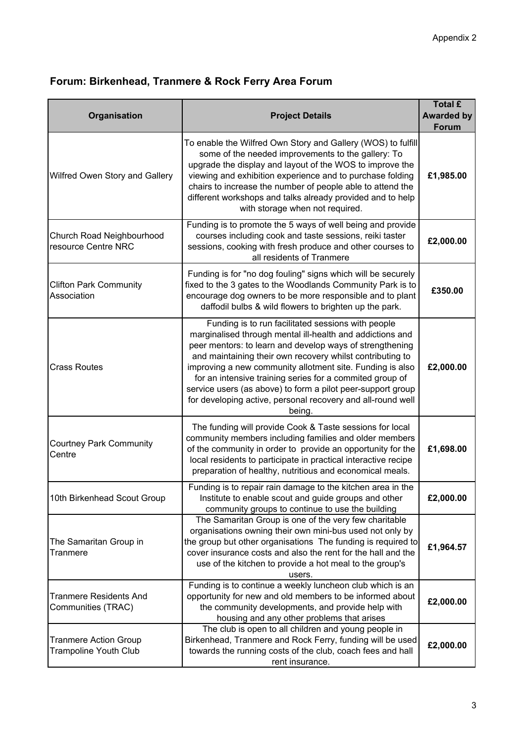Appendix 2

## Forum: Birkenhead, Tranmere & Rock Ferry Area Forum

| Organisation | Project Details | Total £ Awarded by Forum |
|---|---|---|
| Wilfred Owen Story and Gallery | To enable the Wilfred Own Story and Gallery (WOS) to fulfill some of the needed improvements to the gallery: To upgrade the display and layout of the WOS to improve the viewing and exhibition experience and to purchase folding chairs to increase the number of people able to attend the different workshops and talks already provided and to help with storage when not required. | **£1,985.00** |
| Church Road Neighbourhood resource Centre NRC | Funding is to promote the 5 ways of well being and provide courses including cook and taste sessions, reiki taster sessions, cooking with fresh produce and other courses to all residents of Tranmere | **£2,000.00** |
| Clifton Park Community Association | Funding is for "no dog fouling" signs which will be securely fixed to the 3 gates to the Woodlands Community Park is to encourage dog owners to be more responsible and to plant daffodil bulbs & wild flowers to brighten up the park. | **£350.00** |
| Crass Routes | Funding is to run facilitated sessions with people marginalised through mental ill-health and addictions and peer mentors: to learn and develop ways of strengthening and maintaining their own recovery whilst contributing to improving a new community allotment site. Funding is also for an intensive training series for a commited group of service users (as above) to form a pilot peer-support group for developing active, personal recovery and all-round well being. | **£2,000.00** |
| Courtney Park Community Centre | The funding will provide Cook & Taste sessions for local community members including families and older members of the community in order to provide an opportunity for the local residents to participate in practical interactive recipe preparation of healthy, nutritious and economical meals. | **£1,698.00** |
| 10th Birkenhead Scout Group | Funding is to repair rain damage to the kitchen area in the Institute to enable scout and guide groups and other community groups to continue to use the building | **£2,000.00** |
| The Samaritan Group in Tranmere | The Samaritan Group is one of the very few charitable organisations owning their own mini-bus used not only by the group but other organisations The funding is required to cover insurance costs and also the rent for the hall and the use of the kitchen to provide a hot meal to the group's users. | **£1,964.57** |
| Tranmere Residents And Communities (TRAC) | Funding is to continue a weekly luncheon club which is an opportunity for new and old members to be informed about the community developments, and provide help with housing and any other problems that arises | **£2,000.00** |
| Tranmere Action Group Trampoline Youth Club | The club is open to all children and young people in Birkenhead, Tranmere and Rock Ferry, funding will be used towards the running costs of the club, coach fees and hall rent insurance. | **£2,000.00** |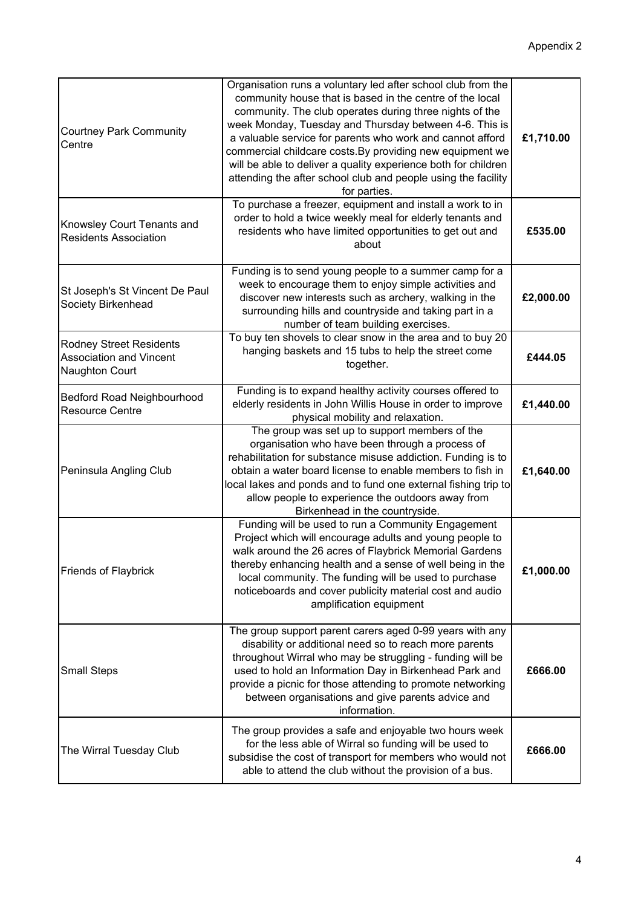Appendix 2

| | | |
|---|---|---|
| Courtney Park Community Centre | Organisation runs a voluntary led after school club from the community house that is based in the centre of the local community. The club operates during three nights of the week Monday, Tuesday and Thursday between 4-6. This is a valuable service for parents who work and cannot afford commercial childcare costs.By providing new equipment we will be able to deliver a quality experience both for children attending the after school club and people using the facility for parties. | **£1,710.00** |
| Knowsley Court Tenants and Residents Association | To purchase a freezer, equipment and install a work to in order to hold a twice weekly meal for elderly tenants and residents who have limited opportunities to get out and about | **£535.00** |
| St Joseph's St Vincent De Paul Society Birkenhead | Funding is to send young people to a summer camp for a week to encourage them to enjoy simple activities and discover new interests such as archery, walking in the surrounding hills and countryside and taking part in a number of team building exercises. | **£2,000.00** |
| Rodney Street Residents Association and Vincent Naughton Court | To buy ten shovels to clear snow in the area and to buy 20 hanging baskets and 15 tubs to help the street come together. | **£444.05** |
| Bedford Road Neighbourhood Resource Centre | Funding is to expand healthy activity courses offered to elderly residents in John Willis House in order to improve physical mobility and relaxation. | **£1,440.00** |
| Peninsula Angling Club | The group was set up to support members of the organisation who have been through a process of rehabilitation for substance misuse addiction. Funding is to obtain a water board license to enable members to fish in local lakes and ponds and to fund one external fishing trip to allow people to experience the outdoors away from Birkenhead in the countryside. | **£1,640.00** |
| Friends of Flaybrick | Funding will be used to run a Community Engagement Project which will encourage adults and young people to walk around the 26 acres of Flaybrick Memorial Gardens thereby enhancing health and a sense of well being in the local community. The funding will be used to purchase noticeboards and cover publicity material cost and audio amplification equipment | **£1,000.00** |
| Small Steps | The group support parent carers aged 0-99 years with any disability or additional need so to reach more parents throughout Wirral who may be struggling - funding will be used to hold an Information Day in Birkenhead Park and provide a picnic for those attending to promote networking between organisations and give parents advice and information. | **£666.00** |
| The Wirral Tuesday Club | The group provides a safe and enjoyable two hours week for the less able of Wirral so funding will be used to subsidise the cost of transport for members who would not able to attend the club without the provision of a bus. | **£666.00** |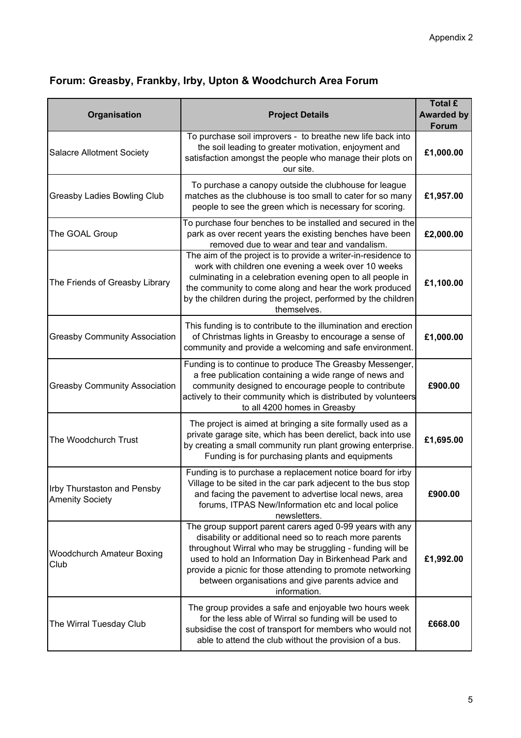Appendix 2

## Forum: Greasby, Frankby, Irby, Upton & Woodchurch Area Forum

| Organisation | Project Details | Total £ Awarded by Forum |
|---|---|---|
| Salacre Allotment Society | To purchase soil improvers - to breathe new life back into the soil leading to greater motivation, enjoyment and satisfaction amongst the people who manage their plots on our site. | **£1,000.00** |
| Greasby Ladies Bowling Club | To purchase a canopy outside the clubhouse for league matches as the clubhouse is too small to cater for so many people to see the green which is necessary for scoring. | **£1,957.00** |
| The GOAL Group | To purchase four benches to be installed and secured in the park as over recent years the existing benches have been removed due to wear and tear and vandalism. | **£2,000.00** |
| The Friends of Greasby Library | The aim of the project is to provide a writer-in-residence to work with children one evening a week over 10 weeks culminating in a celebration evening open to all people in the community to come along and hear the work produced by the children during the project, performed by the children themselves. | **£1,100.00** |
| Greasby Community Association | This funding is to contribute to the illumination and erection of Christmas lights in Greasby to encourage a sense of community and provide a welcoming and safe environment. | **£1,000.00** |
| Greasby Community Association | Funding is to continue to produce The Greasby Messenger, a free publication containing a wide range of news and community designed to encourage people to contribute actively to their community which is distributed by volunteers to all 4200 homes in Greasby | **£900.00** |
| The Woodchurch Trust | The project is aimed at bringing a site formally used as a private garage site, which has been derelict, back into use by creating a small community run plant growing enterprise. Funding is for purchasing plants and equipments | **£1,695.00** |
| Irby Thurstaston and Pensby Amenity Society | Funding is to purchase a replacement notice board for irby Village to be sited in the car park adjecent to the bus stop and facing the pavement to advertise local news, area forums, ITPAS New/Information etc and local police newsletters. | **£900.00** |
| Woodchurch Amateur Boxing Club | The group support parent carers aged 0-99 years with any disability or additional need so to reach more parents throughout Wirral who may be struggling - funding will be used to hold an Information Day in Birkenhead Park and provide a picnic for those attending to promote networking between organisations and give parents advice and information. | **£1,992.00** |
| The Wirral Tuesday Club | The group provides a safe and enjoyable two hours week for the less able of Wirral so funding will be used to subsidise the cost of transport for members who would not able to attend the club without the provision of a bus. | **£668.00** |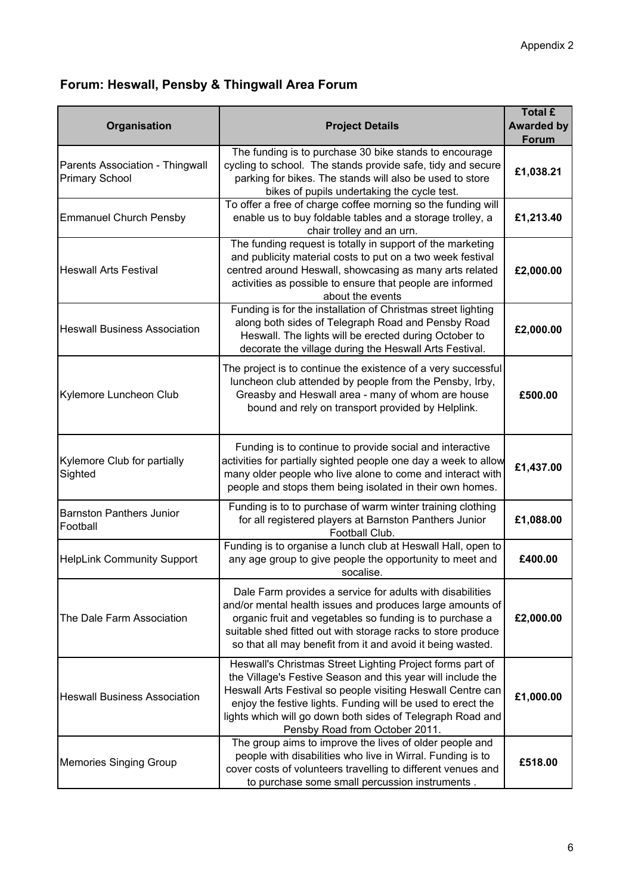Appendix 2

## Forum: Heswall, Pensby & Thingwall Area Forum

| Organisation | Project Details | Total £ Awarded by Forum |
|---|---|---|
| Parents Association - Thingwall Primary School | The funding is to purchase 30 bike stands to encourage cycling to school. The stands provide safe, tidy and secure parking for bikes. The stands will also be used to store bikes of pupils undertaking the cycle test. | **£1,038.21** |
| Emmanuel Church Pensby | To offer a free of charge coffee morning so the funding will enable us to buy foldable tables and a storage trolley, a chair trolley and an urn. | **£1,213.40** |
| Heswall Arts Festival | The funding request is totally in support of the marketing and publicity material costs to put on a two week festival centred around Heswall, showcasing as many arts related activities as possible to ensure that people are informed about the events | **£2,000.00** |
| Heswall Business Association | Funding is for the installation of Christmas street lighting along both sides of Telegraph Road and Pensby Road Heswall. The lights will be erected during October to decorate the village during the Heswall Arts Festival. | **£2,000.00** |
| Kylemore Luncheon Club | The project is to continue the existence of a very successful luncheon club attended by people from the Pensby, Irby, Greasby and Heswall area - many of whom are house bound and rely on transport provided by Helplink. | **£500.00** |
| Kylemore Club for partially Sighted | Funding is to continue to provide social and interactive activities for partially sighted people one day a week to allow many older people who live alone to come and interact with people and stops them being isolated in their own homes. | **£1,437.00** |
| Barnston Panthers Junior Football | Funding is to to purchase of warm winter training clothing for all registered players at Barnston Panthers Junior Football Club. | **£1,088.00** |
| HelpLink Community Support | Funding is to organise a lunch club at Heswall Hall, open to any age group to give people the opportunity to meet and socalise. | **£400.00** |
| The Dale Farm Association | Dale Farm provides a service for adults with disabilities and/or mental health issues and produces large amounts of organic fruit and vegetables so funding is to purchase a suitable shed fitted out with storage racks to store produce so that all may benefit from it and avoid it being wasted. | **£2,000.00** |
| Heswall Business Association | Heswall's Christmas Street Lighting Project forms part of the Village's Festive Season and this year will include the Heswall Arts Festival so people visiting Heswall Centre can enjoy the festive lights. Funding will be used to erect the lights which will go down both sides of Telegraph Road and Pensby Road from October 2011. | **£1,000.00** |
| Memories Singing Group | The group aims to improve the lives of older people and people with disabilities who live in Wirral. Funding is to cover costs of volunteers travelling to different venues and to purchase some small percussion instruments . | **£518.00** |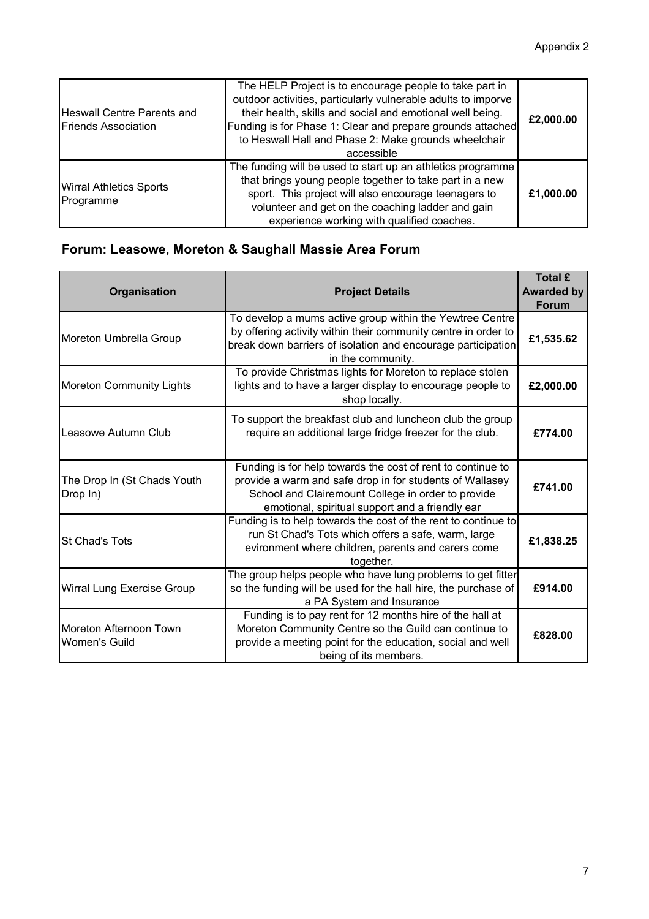| | | |
|---|---|---|
| Heswall Centre Parents and Friends Association | The HELP Project is to encourage people to take part in outdoor activities, particularly vulnerable adults to imporve their health, skills and social and emotional well being. Funding is for Phase 1: Clear and prepare grounds attached to Heswall Hall and Phase 2: Make grounds wheelchair accessible | **£2,000.00** |
| Wirral Athletics Sports Programme | The funding will be used to start up an athletics programme that brings young people together to take part in a new sport. This project will also encourage teenagers to volunteer and get on the coaching ladder and gain experience working with qualified coaches. | **£1,000.00** |

## Forum: Leasowe, Moreton & Saughall Massie Area Forum

| Organisation | Project Details | Total £ Awarded by Forum |
|---|---|---|
| Moreton Umbrella Group | To develop a mums active group within the Yewtree Centre by offering activity within their community centre in order to break down barriers of isolation and encourage participation in the community. | **£1,535.62** |
| Moreton Community Lights | To provide Christmas lights for Moreton to replace stolen lights and to have a larger display to encourage people to shop locally. | **£2,000.00** |
| Leasowe Autumn Club | To support the breakfast club and luncheon club the group require an additional large fridge freezer for the club. | **£774.00** |
| The Drop In (St Chads Youth Drop In) | Funding is for help towards the cost of rent to continue to provide a warm and safe drop in for students of Wallasey School and Clairemount College in order to provide emotional, spiritual support and a friendly ear | **£741.00** |
| St Chad's Tots | Funding is to help towards the cost of the rent to continue to run St Chad's Tots which offers a safe, warm, large evironment where children, parents and carers come together. | **£1,838.25** |
| Wirral Lung Exercise Group | The group helps people who have lung problems to get fitter so the funding will be used for the hall hire, the purchase of a PA System and Insurance | **£914.00** |
| Moreton Afternoon Town Women's Guild | Funding is to pay rent for 12 months hire of the hall at Moreton Community Centre so the Guild can continue to provide a meeting point for the education, social and well being of its members. | **£828.00** |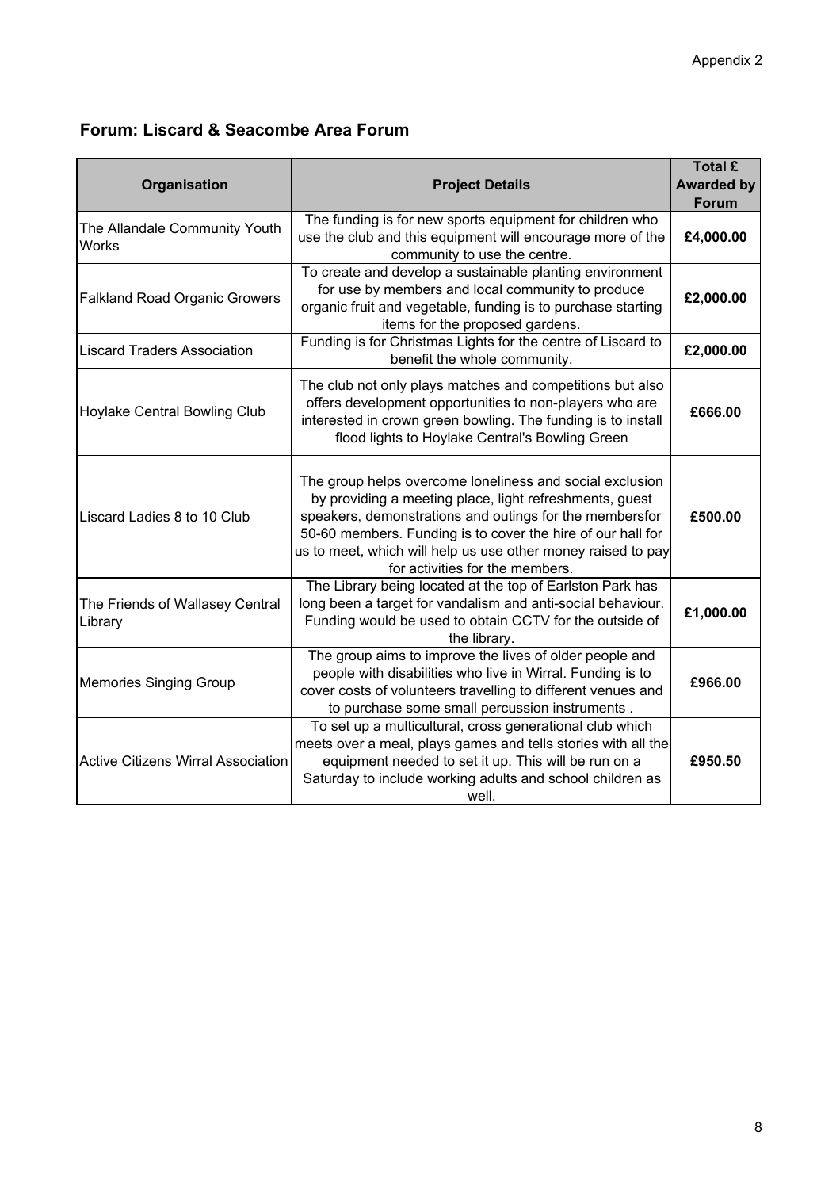Appendix 2

## Forum: Liscard & Seacombe Area Forum

| Organisation | Project Details | Total £ Awarded by Forum |
|---|---|---|
| The Allandale Community Youth Works | The funding is for new sports equipment for children who use the club and this equipment will encourage more of the community to use the centre. | **£4,000.00** |
| Falkland Road Organic Growers | To create and develop a sustainable planting environment for use by members and local community to produce organic fruit and vegetable, funding is to purchase starting items for the proposed gardens. | **£2,000.00** |
| Liscard Traders Association | Funding is for Christmas Lights for the centre of Liscard to benefit the whole community. | **£2,000.00** |
| Hoylake Central Bowling Club | The club not only plays matches and competitions but also offers development opportunities to non-players who are interested in crown green bowling. The funding is to install flood lights to Hoylake Central's Bowling Green | **£666.00** |
| Liscard Ladies 8 to 10 Club | The group helps overcome loneliness and social exclusion by providing a meeting place, light refreshments, guest speakers, demonstrations and outings for the membersfor 50-60 members. Funding is to cover the hire of our hall for us to meet, which will help us use other money raised to pay for activities for the members. | **£500.00** |
| The Friends of Wallasey Central Library | The Library being located at the top of Earlston Park has long been a target for vandalism and anti-social behaviour. Funding would be used to obtain CCTV for the outside of the library. | **£1,000.00** |
| Memories Singing Group | The group aims to improve the lives of older people and people with disabilities who live in Wirral. Funding is to cover costs of volunteers travelling to different venues and to purchase some small percussion instruments . | **£966.00** |
| Active Citizens Wirral Association | To set up a multicultural, cross generational club which meets over a meal, plays games and tells stories with all the equipment needed to set it up. This will be run on a Saturday to include working adults and school children as well. | **£950.50** |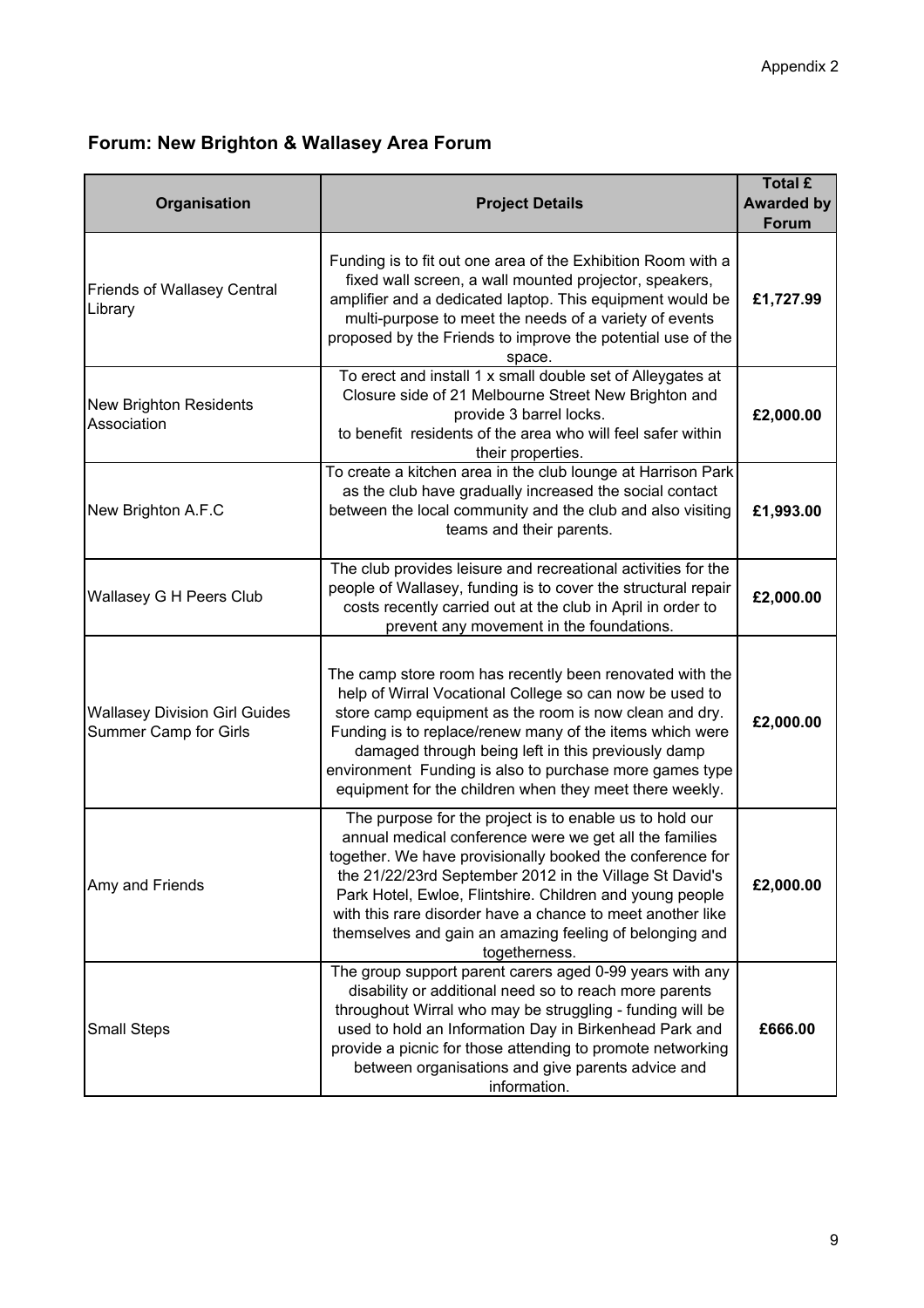Appendix 2

## Forum: New Brighton & Wallasey Area Forum

| Organisation | Project Details | Total £ Awarded by Forum |
|---|---|---|
| Friends of Wallasey Central Library | Funding is to fit out one area of the Exhibition Room with a fixed wall screen, a wall mounted projector, speakers, amplifier and a dedicated laptop. This equipment would be multi-purpose to meet the needs of a variety of events proposed by the Friends to improve the potential use of the space. | £1,727.99 |
| New Brighton Residents Association | To erect and install 1 x small double set of Alleygates at Closure side of 21 Melbourne Street New Brighton and provide 3 barrel locks. to benefit residents of the area who will feel safer within their properties. | £2,000.00 |
| New Brighton A.F.C | To create a kitchen area in the club lounge at Harrison Park as the club have gradually increased the social contact between the local community and the club and also visiting teams and their parents. | £1,993.00 |
| Wallasey G H Peers Club | The club provides leisure and recreational activities for the people of Wallasey, funding is to cover the structural repair costs recently carried out at the club in April in order to prevent any movement in the foundations. | £2,000.00 |
| Wallasey Division Girl Guides Summer Camp for Girls | The camp store room has recently been renovated with the help of Wirral Vocational College so can now be used to store camp equipment as the room is now clean and dry. Funding is to replace/renew many of the items which were damaged through being left in this previously damp environment Funding is also to purchase more games type equipment for the children when they meet there weekly. | £2,000.00 |
| Amy and Friends | The purpose for the project is to enable us to hold our annual medical conference were we get all the families together. We have provisionally booked the conference for the 21/22/23rd September 2012 in the Village St David's Park Hotel, Ewloe, Flintshire. Children and young people with this rare disorder have a chance to meet another like themselves and gain an amazing feeling of belonging and togetherness. | £2,000.00 |
| Small Steps | The group support parent carers aged 0-99 years with any disability or additional need so to reach more parents throughout Wirral who may be struggling - funding will be used to hold an Information Day in Birkenhead Park and provide a picnic for those attending to promote networking between organisations and give parents advice and information. | £666.00 |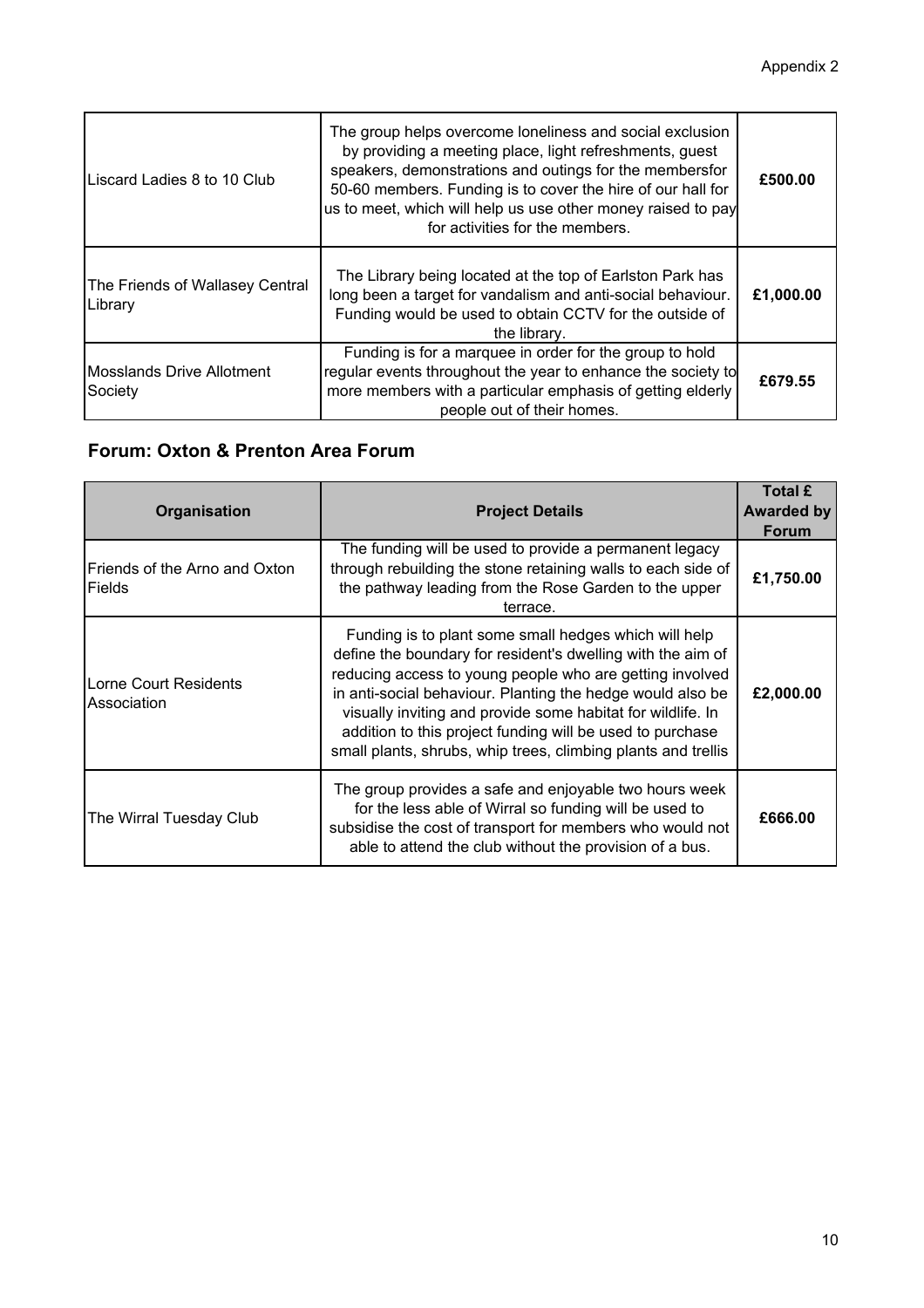| | | |
|---|---|---|
| Liscard Ladies 8 to 10 Club | The group helps overcome loneliness and social exclusion by providing a meeting place, light refreshments, guest speakers, demonstrations and outings for the membersfor 50-60 members. Funding is to cover the hire of our hall for us to meet, which will help us use other money raised to pay for activities for the members. | **£500.00** |
| The Friends of Wallasey Central Library | The Library being located at the top of Earlston Park has long been a target for vandalism and anti-social behaviour. Funding would be used to obtain CCTV for the outside of the library. | **£1,000.00** |
| Mosslands Drive Allotment Society | Funding is for a marquee in order for the group to hold regular events throughout the year to enhance the society to more members with a particular emphasis of getting elderly people out of their homes. | **£679.55** |

## Forum: Oxton & Prenton Area Forum

| Organisation | Project Details | Total £ Awarded by Forum |
|---|---|---|
| Friends of the Arno and Oxton Fields | The funding will be used to provide a permanent legacy through rebuilding the stone retaining walls to each side of the pathway leading from the Rose Garden to the upper terrace. | **£1,750.00** |
| Lorne Court Residents Association | Funding is to plant some small hedges which will help define the boundary for resident's dwelling with the aim of reducing access to young people who are getting involved in anti-social behaviour. Planting the hedge would also be visually inviting and provide some habitat for wildlife. In addition to this project funding will be used to purchase small plants, shrubs, whip trees, climbing plants and trellis | **£2,000.00** |
| The Wirral Tuesday Club | The group provides a safe and enjoyable two hours week for the less able of Wirral so funding will be used to subsidise the cost of transport for members who would not able to attend the club without the provision of a bus. | **£666.00** |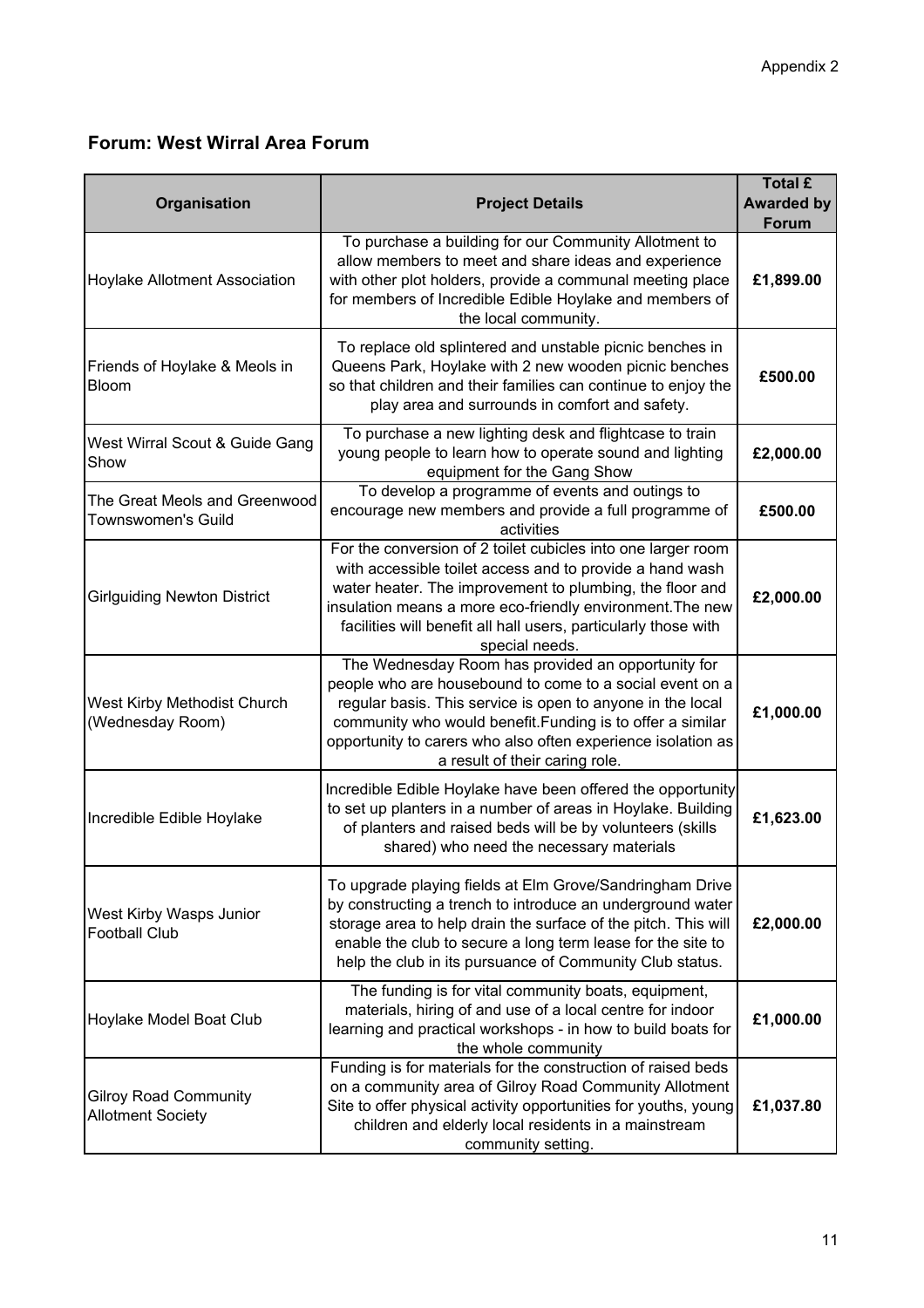Appendix 2

## Forum: West Wirral Area Forum

| Organisation | Project Details | Total £ Awarded by Forum |
|---|---|---|
| Hoylake Allotment Association | To purchase a building for our Community Allotment to allow members to meet and share ideas and experience with other plot holders, provide a communal meeting place for members of Incredible Edible Hoylake and members of the local community. | **£1,899.00** |
| Friends of Hoylake & Meols in Bloom | To replace old splintered and unstable picnic benches in Queens Park, Hoylake with 2 new wooden picnic benches so that children and their families can continue to enjoy the play area and surrounds in comfort and safety. | **£500.00** |
| West Wirral Scout & Guide Gang Show | To purchase a new lighting desk and flightcase to train young people to learn how to operate sound and lighting equipment for the Gang Show | **£2,000.00** |
| The Great Meols and Greenwood Townswomen's Guild | To develop a programme of events and outings to encourage new members and provide a full programme of activities | **£500.00** |
| Girlguiding Newton District | For the conversion of 2 toilet cubicles into one larger room with accessible toilet access and to provide a hand wash water heater. The improvement to plumbing, the floor and insulation means a more eco-friendly environment.The new facilities will benefit all hall users, particularly those with special needs. | **£2,000.00** |
| West Kirby Methodist Church (Wednesday Room) | The Wednesday Room has provided an opportunity for people who are housebound to come to a social event on a regular basis. This service is open to anyone in the local community who would benefit.Funding is to offer a similar opportunity to carers who also often experience isolation as a result of their caring role. | **£1,000.00** |
| Incredible Edible Hoylake | Incredible Edible Hoylake have been offered the opportunity to set up planters in a number of areas in Hoylake. Building of planters and raised beds will be by volunteers (skills shared) who need the necessary materials | **£1,623.00** |
| West Kirby Wasps Junior Football Club | To upgrade playing fields at Elm Grove/Sandringham Drive by constructing a trench to introduce an underground water storage area to help drain the surface of the pitch. This will enable the club to secure a long term lease for the site to help the club in its pursuance of Community Club status. | **£2,000.00** |
| Hoylake Model Boat Club | The funding is for vital community boats, equipment, materials, hiring of and use of a local centre for indoor learning and practical workshops - in how to build boats for the whole community | **£1,000.00** |
| Gilroy Road Community Allotment Society | Funding is for materials for the construction of raised beds on a community area of Gilroy Road Community Allotment Site to offer physical activity opportunities for youths, young children and elderly local residents in a mainstream community setting. | **£1,037.80** |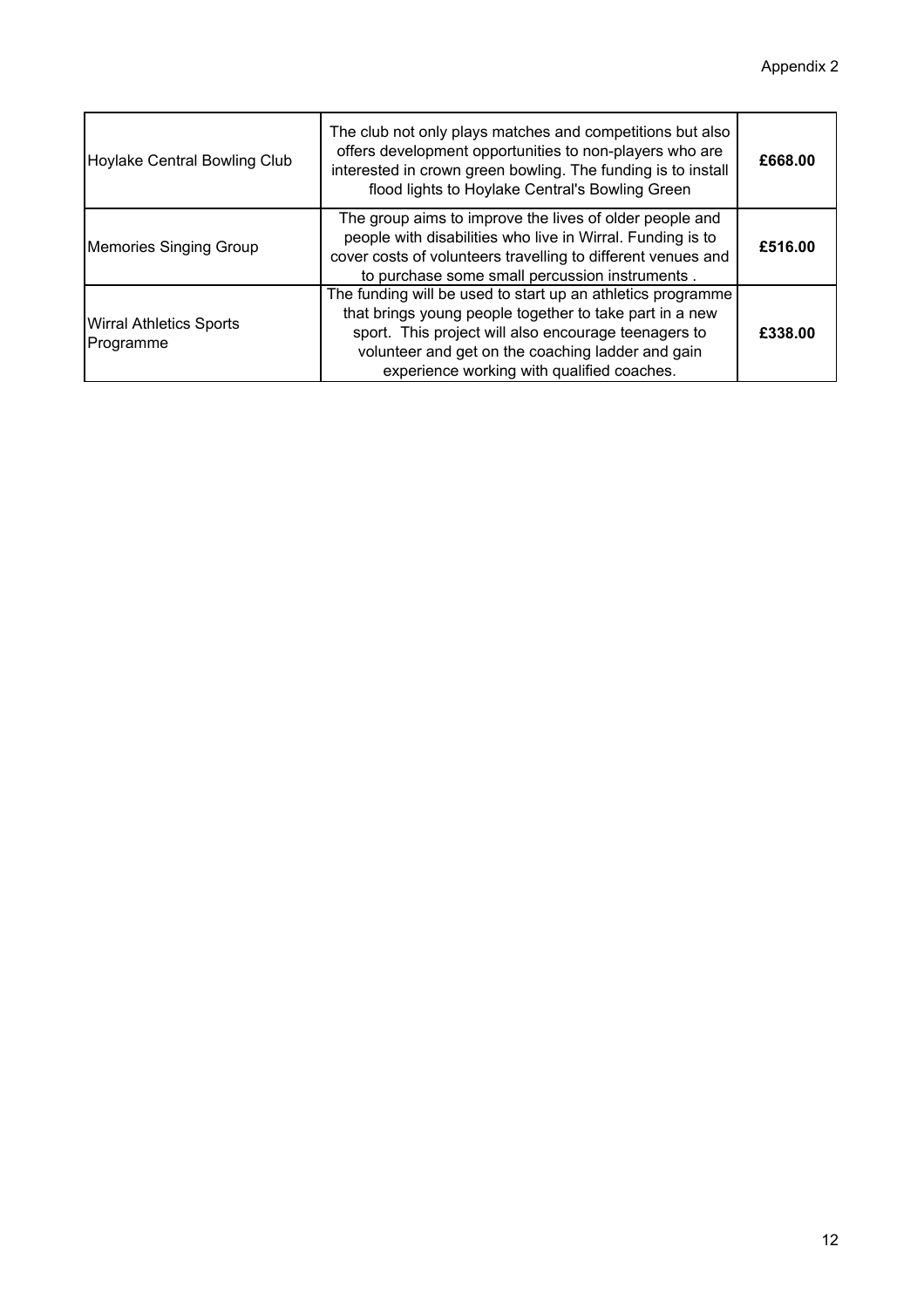Appendix 2

| | | |
|---|---|---|
| Hoylake Central Bowling Club | The club not only plays matches and competitions but also offers development opportunities to non-players who are interested in crown green bowling. The funding is to install flood lights to Hoylake Central's Bowling Green | **£668.00** |
| Memories Singing Group | The group aims to improve the lives of older people and people with disabilities who live in Wirral. Funding is to cover costs of volunteers travelling to different venues and to purchase some small percussion instruments . | **£516.00** |
| Wirral Athletics Sports Programme | The funding will be used to start up an athletics programme that brings young people together to take part in a new sport. This project will also encourage teenagers to volunteer and get on the coaching ladder and gain experience working with qualified coaches. | **£338.00** |